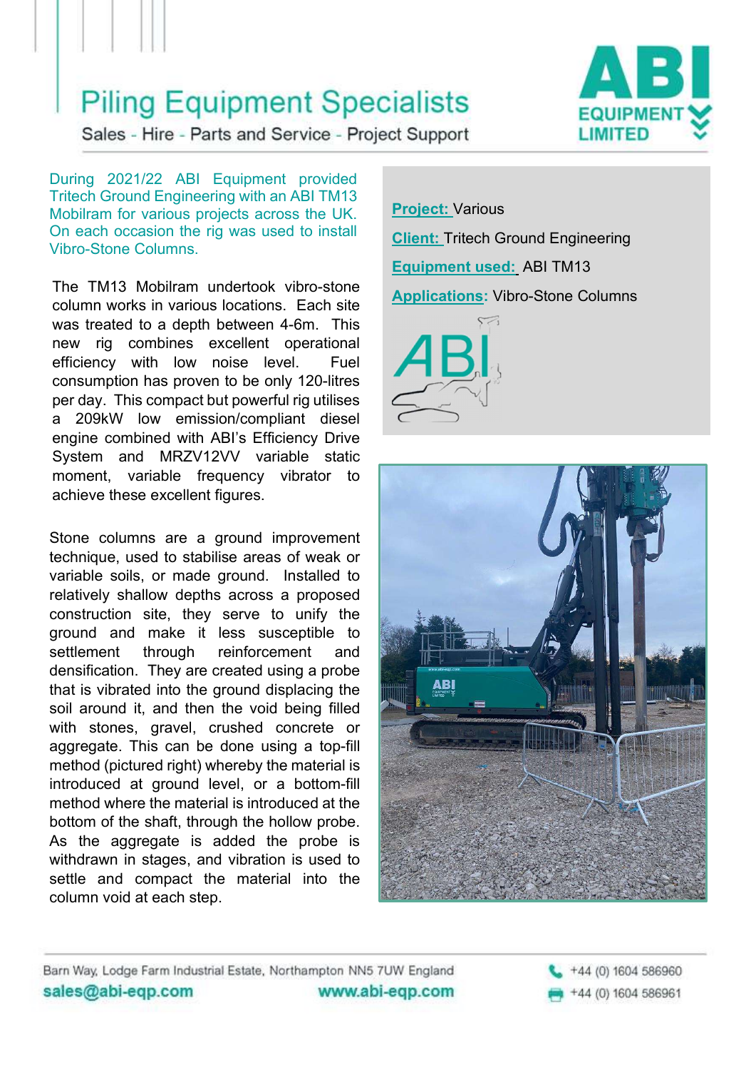# Piling Equipment Specialists

Sales - Hire - Parts and Service - Project Support

ABI EQUIPMENT LIMITED

During 2021/22 ABI Equipment provided Tritech Ground Engineering with an ABI TM13 Mobilram for various projects across the UK. On each occasion the rig was used to install Vibro-Stone Columns.

**Project:** Various

**Client:** Tritech Ground Engineering

**Equipment used:** ABI TM13

**Applications:** Vibro-Stone Columns

The TM13 Mobilram undertook vibro-stone column works in various locations. Each site was treated to a depth between 4-6m. This new rig combines excellent operational efficiency with low noise level. Fuel consumption has proven to be only 120-litres per day. This compact but powerful rig utilises a 209kW low emission/compliant diesel engine combined with ABI's Efficiency Drive System and MRZV12VV variable static moment, variable frequency vibrator to achieve these excellent figures.

Stone columns are a ground improvement technique, used to stabilise areas of weak or variable soils, or made ground. Installed to relatively shallow depths across a proposed construction site, they serve to unify the ground and make it less susceptible to settlement through reinforcement and densification. They are created using a probe that is vibrated into the ground displacing the soil around it, and then the void being filled with stones, gravel, crushed concrete or aggregate. This can be done using a top-fill method (pictured right) whereby the material is introduced at ground level, or a bottom-fill method where the material is introduced at the bottom of the shaft, through the hollow probe. As the aggregate is added the probe is withdrawn in stages, and vibration is used to settle and compact the material into the column void at each step.

Barn Way, Lodge Farm Industrial Estate, Northampton NN5 7UW England

sales@abi-eqp.com www.abi-eqp.com

+44 (0) 1604 586960

+44 (0) 1604 586961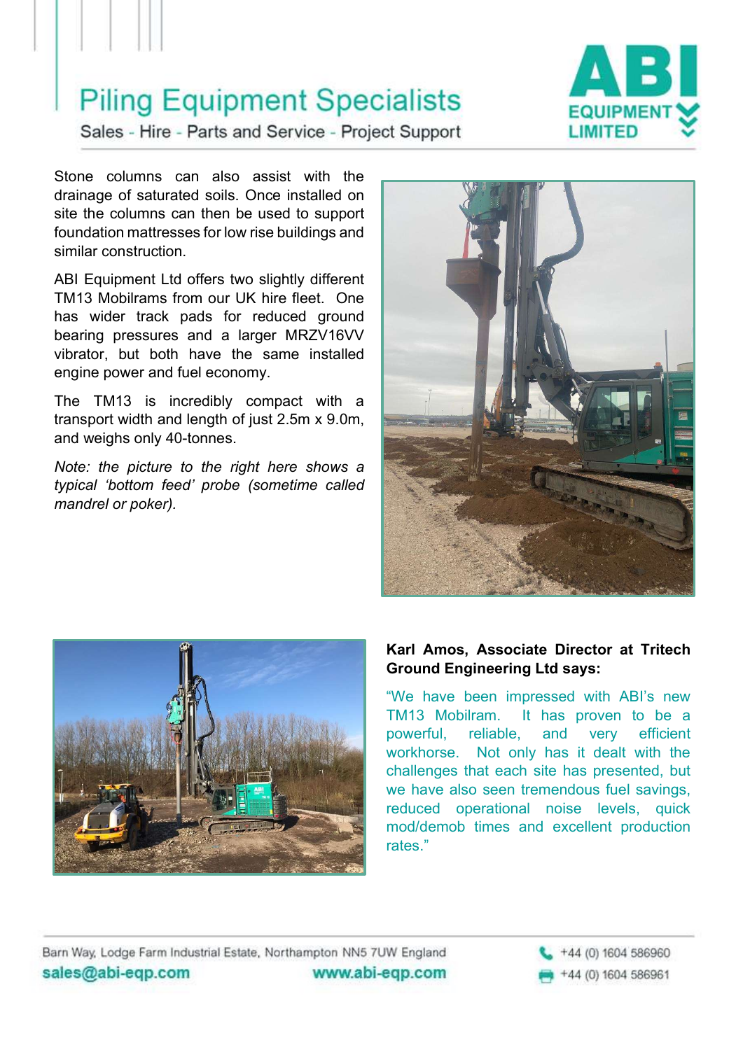Stone columns can also assist with the drainage of saturated soils. Once installed on site the columns can then be used to support foundation mattresses for low rise buildings and similar construction.

ABI Equipment Ltd offers two slightly different TM13 Mobilrams from our UK hire fleet. One has wider track pads for reduced ground bearing pressures and a larger MRZV16VV vibrator, but both have the same installed engine power and fuel economy.

The TM13 is incredibly compact with a transport width and length of just 2.5m x 9.0m, and weighs only 40-tonnes.

*Note: the picture to the right here shows a typical 'bottom feed' probe (sometime called mandrel or poker).*

**Karl Amos, Associate Director at Tritech Ground Engineering Ltd says:**

"We have been impressed with ABI's new TM13 Mobilram. It has proven to be a powerful, reliable, and very efficient workhorse. Not only has it dealt with the challenges that each site has presented, but we have also seen tremendous fuel savings, reduced operational noise levels, quick mod/demob times and excellent production rates."